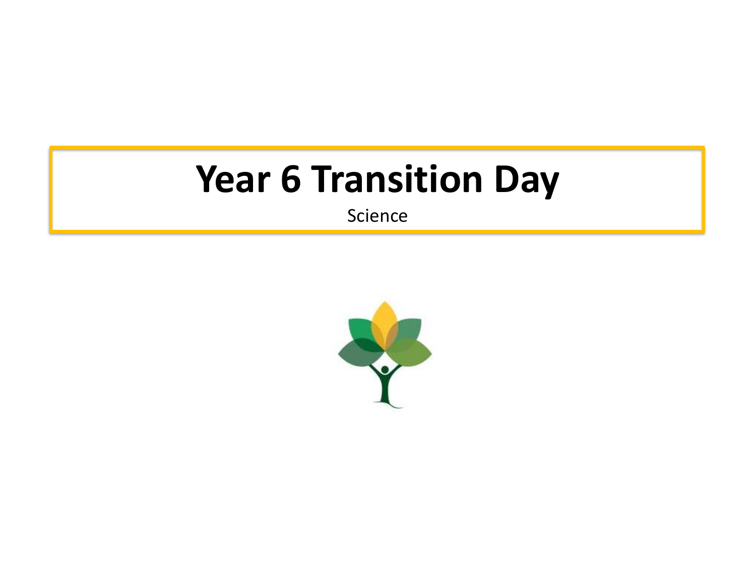# Year 6 Transition Day

Science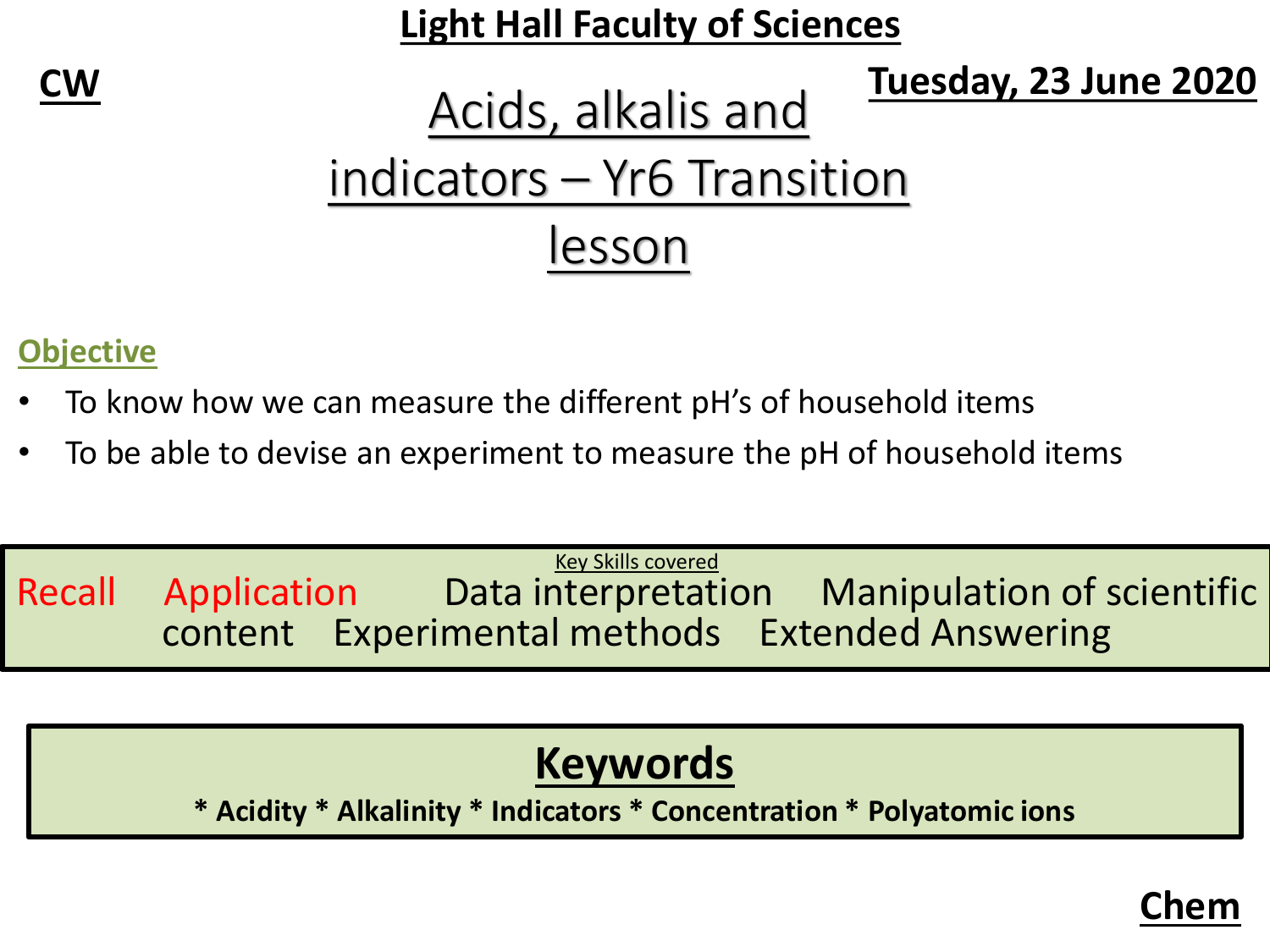**Light Hall Faculty of Sciences**

**CW**

**Tuesday, 23 June 2020**

# Acids, alkalis and indicators – Yr6 Transition lesson

**Objective**

- To know how we can measure the different pH's of household items
- To be able to devise an experiment to measure the pH of household items

Key Skills covered

Recall Application Data interpretation Manipulation of scientific content Experimental methods Extended Answering

## Keywords

**\* Acidity \* Alkalinity \* Indicators \* Concentration \* Polyatomic ions**

**Chem**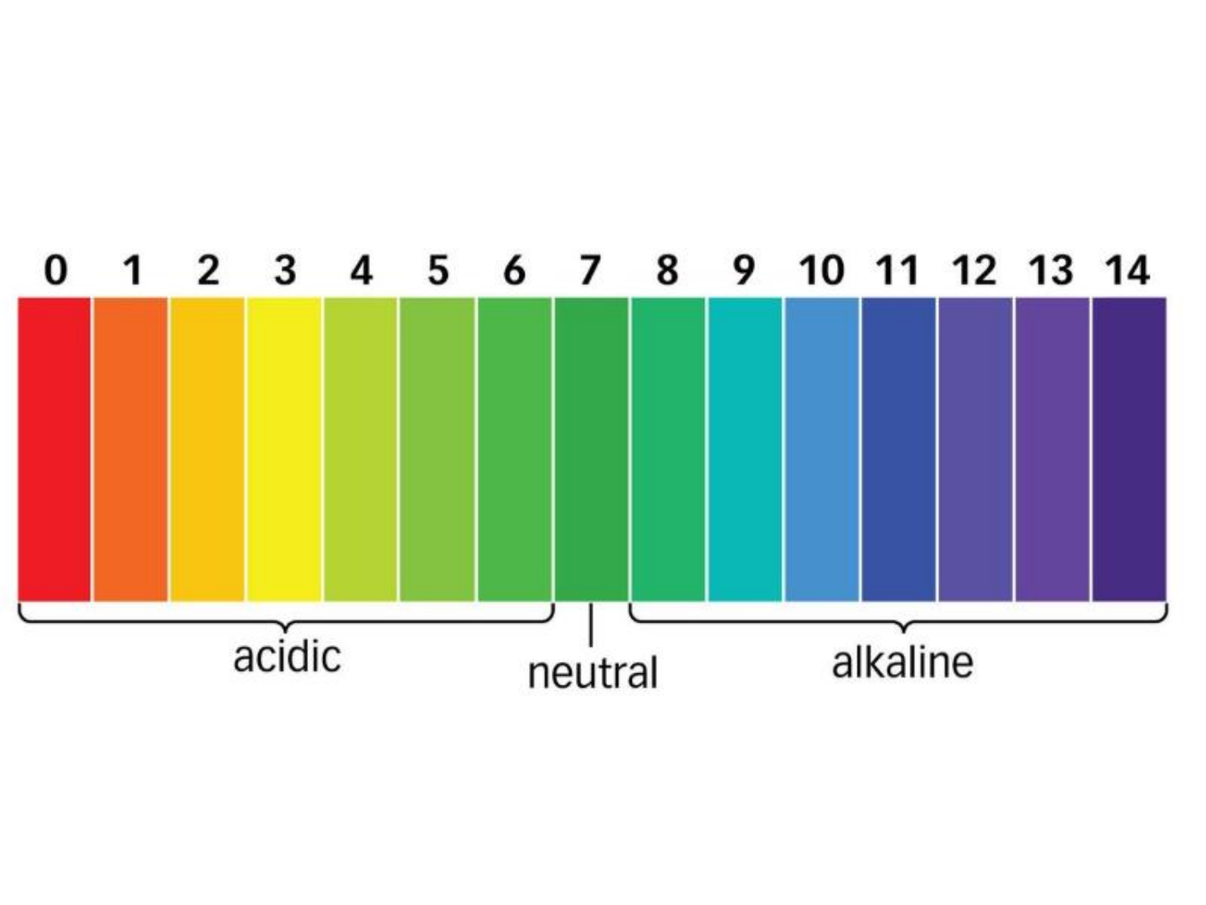| 0 | 1 | 2 | 3 | 4 | 5 | 6 | 7 | 8 | 9 | 10 | 11 | 12 | 13 | 14 |
|---|---|---|---|---|---|---|---|---|---|---|---|---|---|---|
| acidic | | | | | | | neutral | alkaline | | | | | | |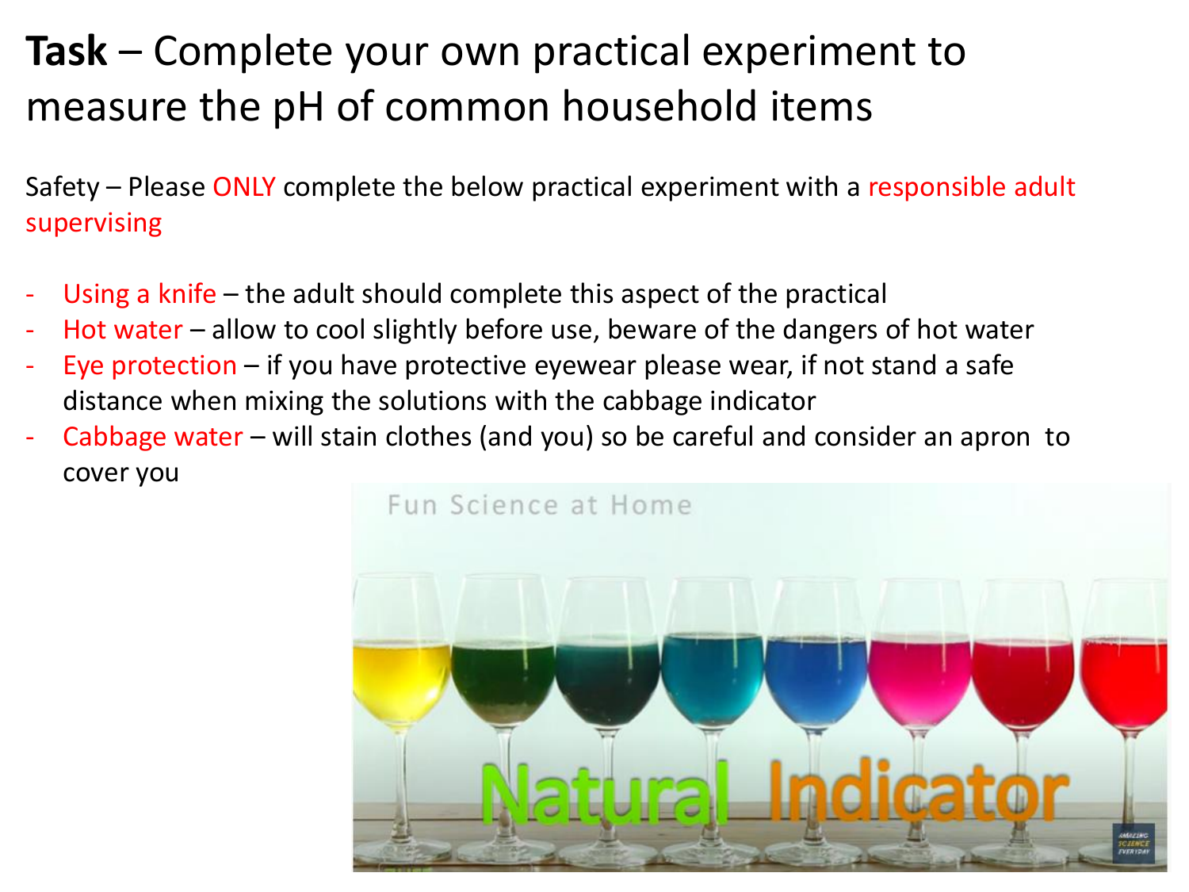# **Task** – Complete your own practical experiment to measure the pH of common household items

Safety – Please ONLY complete the below practical experiment with a responsible adult supervising

- Using a knife – the adult should complete this aspect of the practical
- Hot water – allow to cool slightly before use, beware of the dangers of hot water
- Eye protection – if you have protective eyewear please wear, if not stand a safe distance when mixing the solutions with the cabbage indicator
- Cabbage water – will stain clothes (and you) so be careful and consider an apron to cover you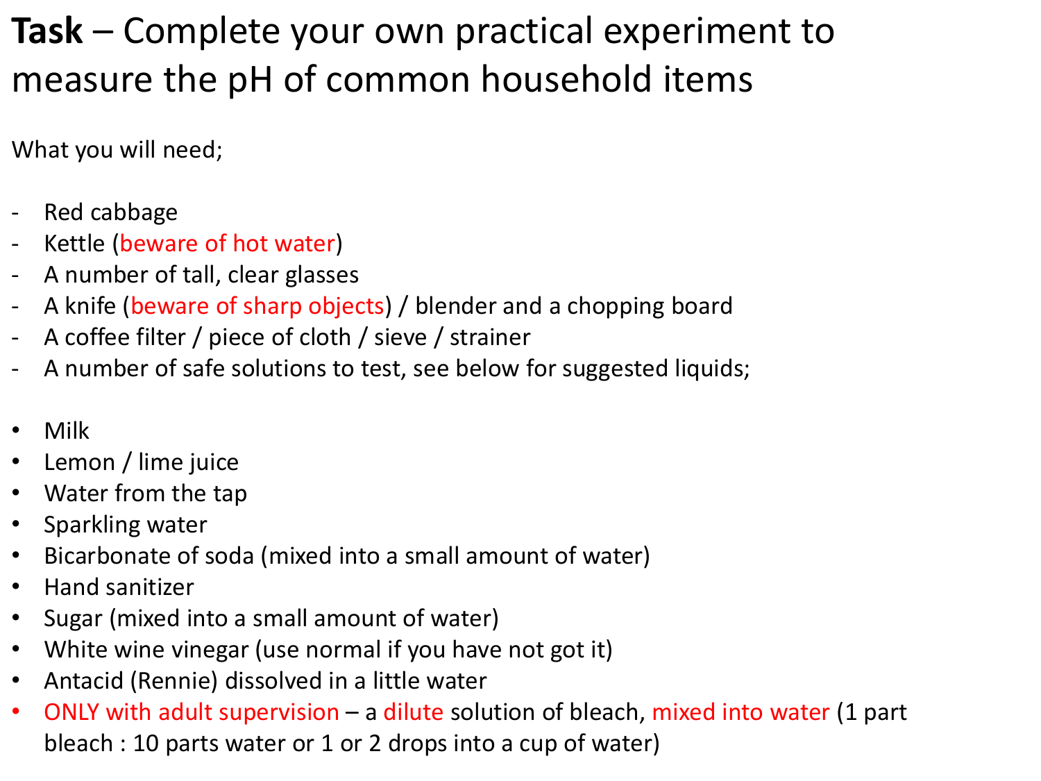**Task** – Complete your own practical experiment to measure the pH of common household items

What you will need;

- Red cabbage
- Kettle (beware of hot water)
- A number of tall, clear glasses
- A knife (beware of sharp objects) / blender and a chopping board
- A coffee filter / piece of cloth / sieve / strainer
- A number of safe solutions to test, see below for suggested liquids;

* Milk
* Lemon / lime juice
* Water from the tap
* Sparkling water
* Bicarbonate of soda (mixed into a small amount of water)
* Hand sanitizer
* Sugar (mixed into a small amount of water)
* White wine vinegar (use normal if you have not got it)
* Antacid (Rennie) dissolved in a little water
* ONLY with adult supervision – a dilute solution of bleach, mixed into water (1 part bleach : 10 parts water or 1 or 2 drops into a cup of water)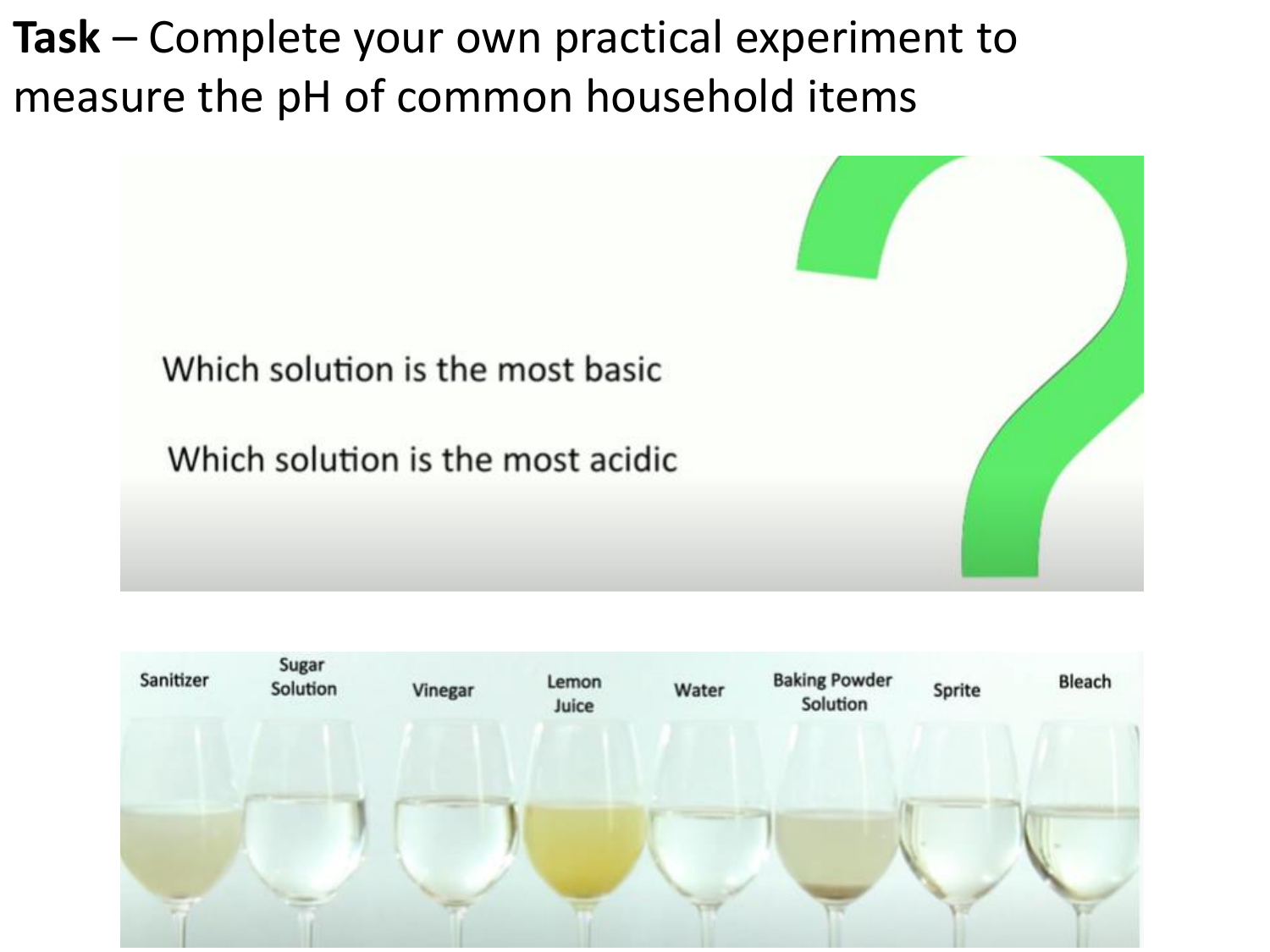**Task** – Complete your own practical experiment to measure the pH of common household items

Which solution is the most basic

Which solution is the most acidic

Sanitizer, Sugar Solution, Vinegar, Lemon Juice, Water, Baking Powder Solution, Sprite, Bleach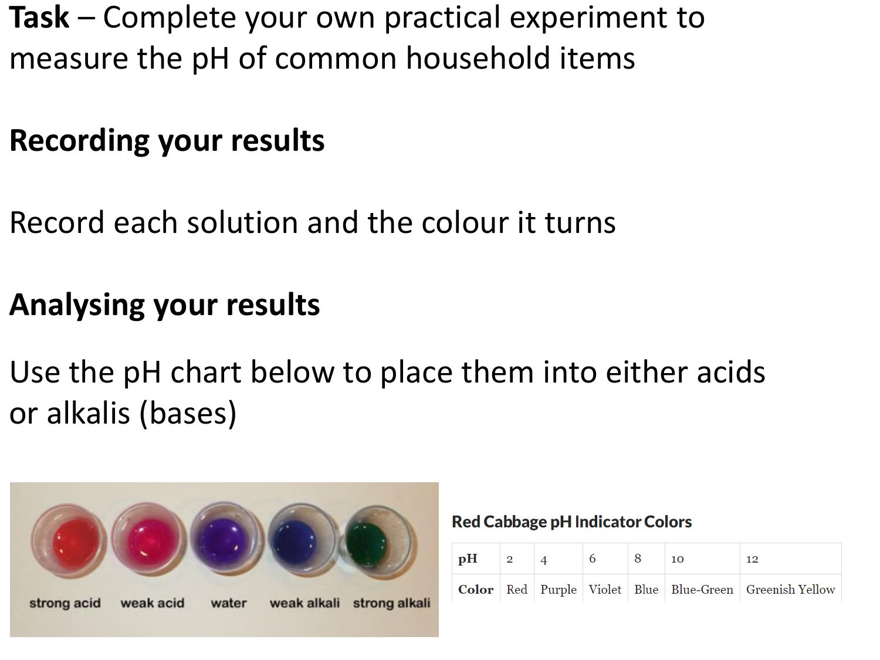**Task** – Complete your own practical experiment to measure the pH of common household items

## Recording your results

Record each solution and the colour it turns

## Analysing your results

Use the pH chart below to place them into either acids or alkalis (bases)

strong acid weak acid water weak alkali strong alkali

**Red Cabbage pH Indicator Colors**

| pH | 2 | 4 | 6 | 8 | 10 | 12 |
|---|---|---|---|---|---|---|
| Color | Red | Purple | Violet | Blue | Blue-Green | Greenish Yellow |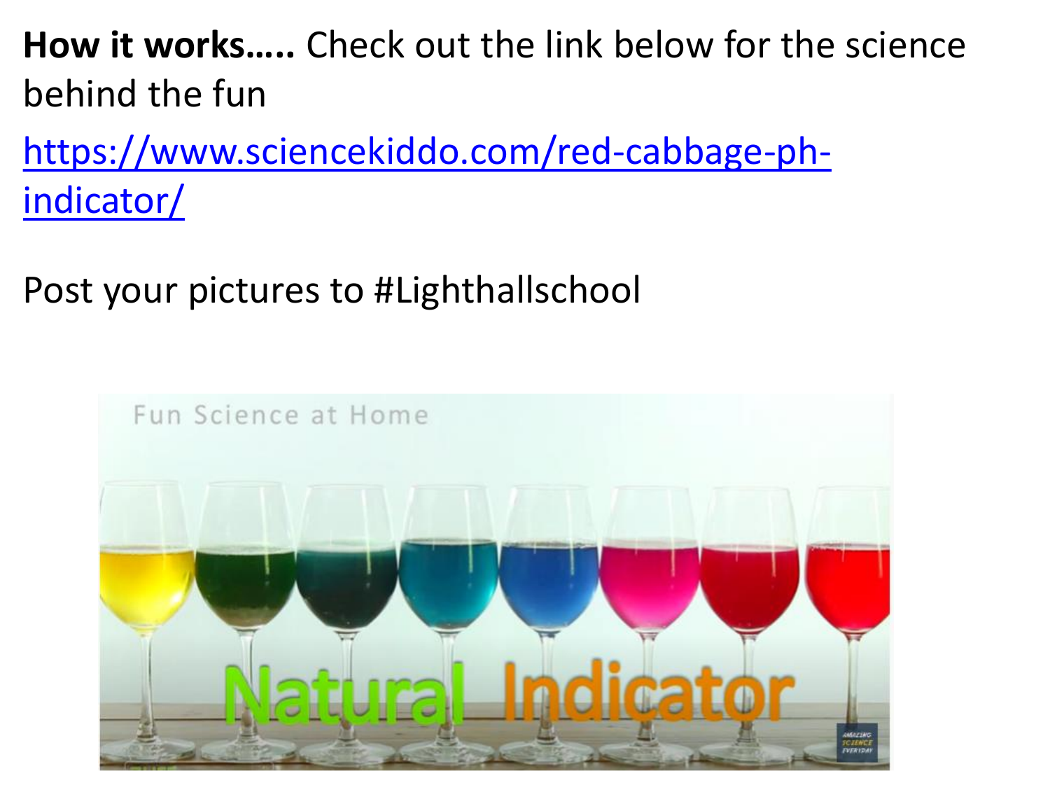**How it works…..** Check out the link below for the science behind the fun

https://www.sciencekiddo.com/red-cabbage-ph-indicator/

Post your pictures to #Lighthallschool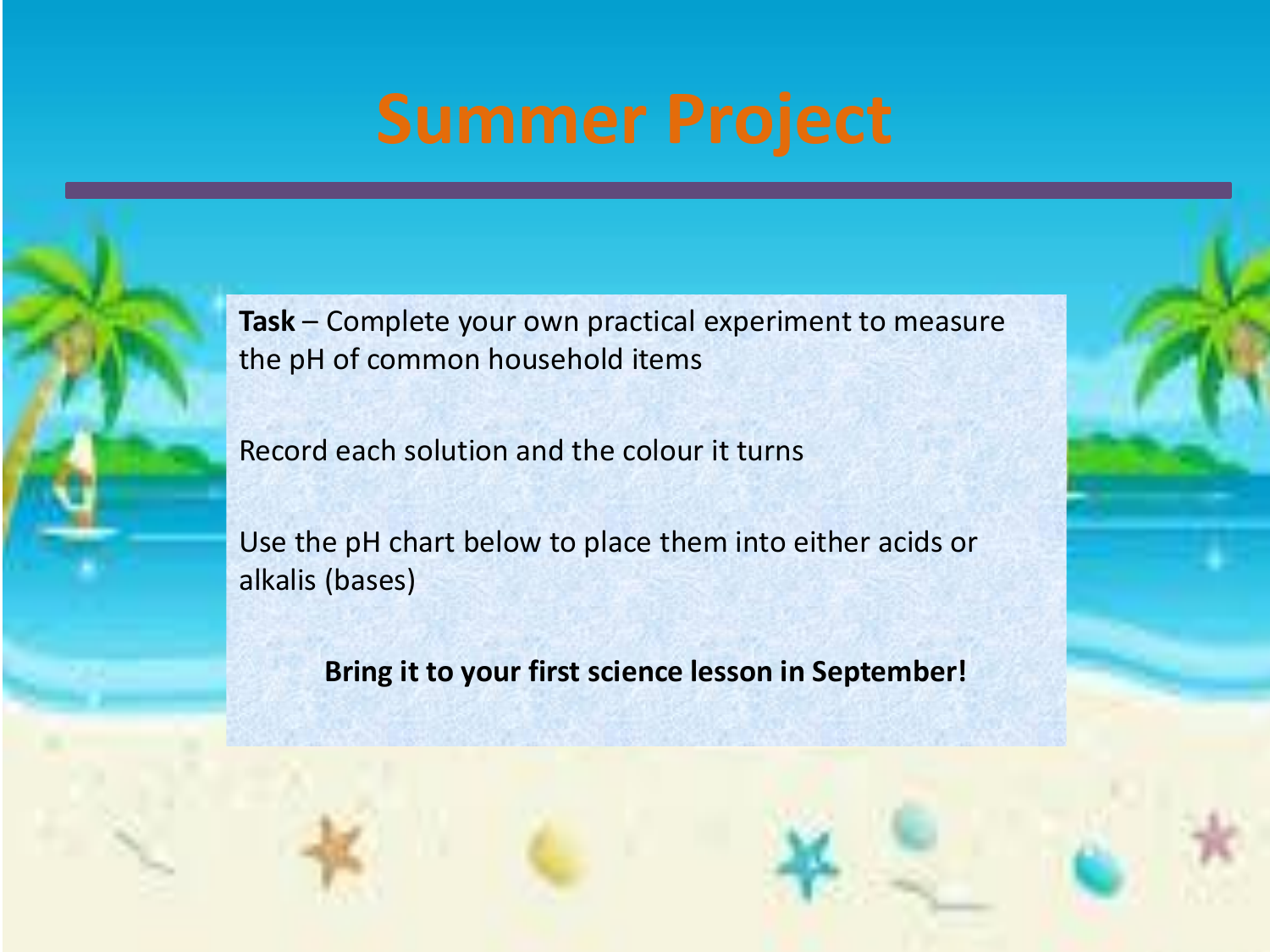# Summer Project

**Task** – Complete your own practical experiment to measure the pH of common household items

Record each solution and the colour it turns

Use the pH chart below to place them into either acids or alkalis (bases)

**Bring it to your first science lesson in September!**